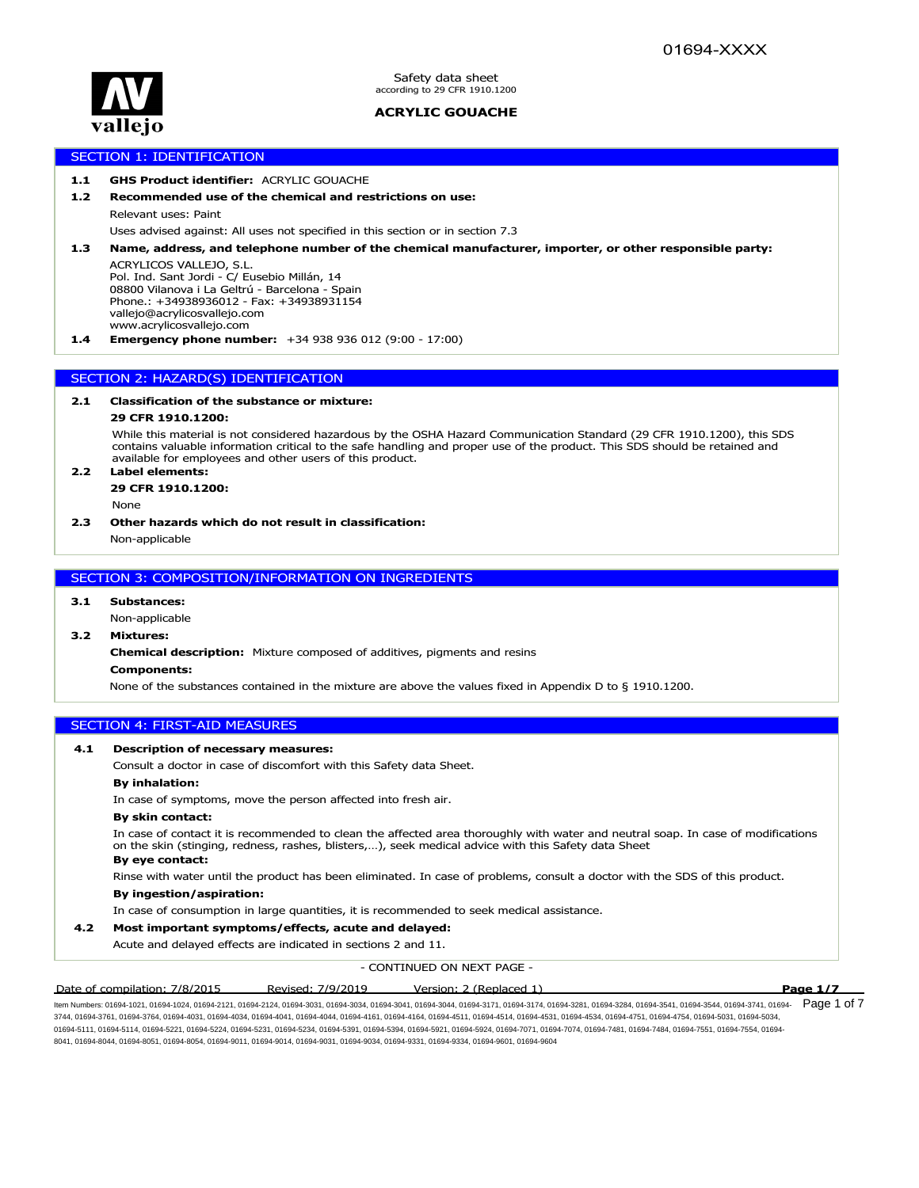01694-XXXX

Safety data sheet
according to 29 CFR 1910.1200

**ACRYLIC GOUACHE**

## SECTION 1: IDENTIFICATION

**1.1 GHS Product identifier:** ACRYLIC GOUACHE

**1.2 Recommended use of the chemical and restrictions on use:**

Relevant uses: Paint

Uses advised against: All uses not specified in this section or in section 7.3

**1.3 Name, address, and telephone number of the chemical manufacturer, importer, or other responsible party:**

ACRYLICOS VALLEJO, S.L.
Pol. Ind. Sant Jordi - C/ Eusebio Millán, 14
08800 Vilanova i La Geltrú - Barcelona - Spain
Phone.: +34938936012 - Fax: +34938931154
vallejo@acrylicosvallejo.com
www.acrylicosvallejo.com

**1.4 Emergency phone number:** +34 938 936 012 (9:00 - 17:00)

## SECTION 2: HAZARD(S) IDENTIFICATION

**2.1 Classification of the substance or mixture:**

**29 CFR 1910.1200:**

While this material is not considered hazardous by the OSHA Hazard Communication Standard (29 CFR 1910.1200), this SDS contains valuable information critical to the safe handling and proper use of the product. This SDS should be retained and available for employees and other users of this product.

**2.2 Label elements:**

**29 CFR 1910.1200:**

None

**2.3 Other hazards which do not result in classification:**

Non-applicable

## SECTION 3: COMPOSITION/INFORMATION ON INGREDIENTS

**3.1 Substances:**

Non-applicable

**3.2 Mixtures:**

**Chemical description:** Mixture composed of additives, pigments and resins

**Components:**

None of the substances contained in the mixture are above the values fixed in Appendix D to § 1910.1200.

## SECTION 4: FIRST-AID MEASURES

**4.1 Description of necessary measures:**

Consult a doctor in case of discomfort with this Safety data Sheet.

**By inhalation:**

In case of symptoms, move the person affected into fresh air.

**By skin contact:**

In case of contact it is recommended to clean the affected area thoroughly with water and neutral soap. In case of modifications on the skin (stinging, redness, rashes, blisters,…), seek medical advice with this Safety data Sheet

**By eye contact:**

Rinse with water until the product has been eliminated. In case of problems, consult a doctor with the SDS of this product.

**By ingestion/aspiration:**

In case of consumption in large quantities, it is recommended to seek medical assistance.

**4.2 Most important symptoms/effects, acute and delayed:**

Acute and delayed effects are indicated in sections 2 and 11.

- CONTINUED ON NEXT PAGE -

Date of compilation: 7/8/2015 Revised: 7/9/2019 Version: 2 (Replaced 1)

Item Numbers: 01694-1021, 01694-1024, 01694-2121, 01694-2124, 01694-3031, 01694-3034, 01694-3041, 01694-3044, 01694-3171, 01694-3174, 01694-3281, 01694-3284, 01694-3541, 01694-3544, 01694-3741, 01694-3744, 01694-3761, 01694-3764, 01694-4031, 01694-4034, 01694-4041, 01694-4044, 01694-4161, 01694-4164, 01694-4511, 01694-4514, 01694-4531, 01694-4534, 01694-4751, 01694-4754, 01694-5031, 01694-5034, 01694-5111, 01694-5114, 01694-5221, 01694-5224, 01694-5231, 01694-5234, 01694-5391, 01694-5394, 01694-5921, 01694-5924, 01694-7071, 01694-7074, 01694-7481, 01694-7484, 01694-7551, 01694-7554, 01694-8041, 01694-8044, 01694-8051, 01694-8054, 01694-9011, 01694-9014, 01694-9031, 01694-9034, 01694-9331, 01694-9334, 01694-9601, 01694-9604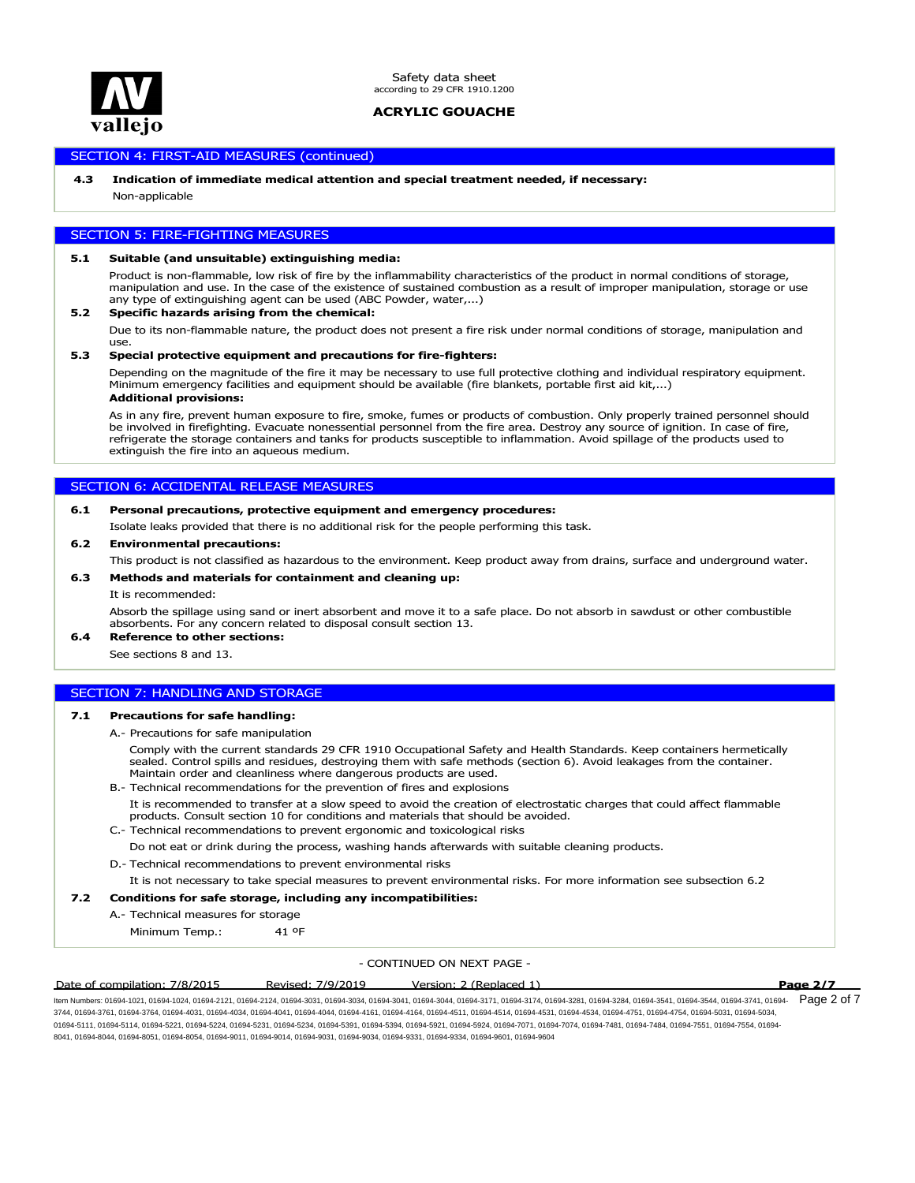## SECTION 4: FIRST-AID MEASURES (continued)

**4.3 Indication of immediate medical attention and special treatment needed, if necessary:**

Non-applicable

## SECTION 5: FIRE-FIGHTING MEASURES

**5.1 Suitable (and unsuitable) extinguishing media:**

Product is non-flammable, low risk of fire by the inflammability characteristics of the product in normal conditions of storage, manipulation and use. In the case of the existence of sustained combustion as a result of improper manipulation, storage or use any type of extinguishing agent can be used (ABC Powder, water,...)

**5.2 Specific hazards arising from the chemical:**

Due to its non-flammable nature, the product does not present a fire risk under normal conditions of storage, manipulation and use.

**5.3 Special protective equipment and precautions for fire-fighters:**

Depending on the magnitude of the fire it may be necessary to use full protective clothing and individual respiratory equipment. Minimum emergency facilities and equipment should be available (fire blankets, portable first aid kit,...)

**Additional provisions:**

As in any fire, prevent human exposure to fire, smoke, fumes or products of combustion. Only properly trained personnel should be involved in firefighting. Evacuate nonessential personnel from the fire area. Destroy any source of ignition. In case of fire, refrigerate the storage containers and tanks for products susceptible to inflammation. Avoid spillage of the products used to extinguish the fire into an aqueous medium.

## SECTION 6: ACCIDENTAL RELEASE MEASURES

**6.1 Personal precautions, protective equipment and emergency procedures:**

Isolate leaks provided that there is no additional risk for the people performing this task.

**6.2 Environmental precautions:**

This product is not classified as hazardous to the environment. Keep product away from drains, surface and underground water.

**6.3 Methods and materials for containment and cleaning up:**

It is recommended:

Absorb the spillage using sand or inert absorbent and move it to a safe place. Do not absorb in sawdust or other combustible absorbents. For any concern related to disposal consult section 13.

**6.4 Reference to other sections:**

See sections 8 and 13.

## SECTION 7: HANDLING AND STORAGE

**7.1 Precautions for safe handling:**

A.- Precautions for safe manipulation

Comply with the current standards 29 CFR 1910 Occupational Safety and Health Standards. Keep containers hermetically sealed. Control spills and residues, destroying them with safe methods (section 6). Avoid leakages from the container. Maintain order and cleanliness where dangerous products are used.

B.- Technical recommendations for the prevention of fires and explosions

It is recommended to transfer at a slow speed to avoid the creation of electrostatic charges that could affect flammable products. Consult section 10 for conditions and materials that should be avoided.

C.- Technical recommendations to prevent ergonomic and toxicological risks

Do not eat or drink during the process, washing hands afterwards with suitable cleaning products.

D.- Technical recommendations to prevent environmental risks

It is not necessary to take special measures to prevent environmental risks. For more information see subsection 6.2

**7.2 Conditions for safe storage, including any incompatibilities:**

A.- Technical measures for storage

Minimum Temp.: 41 ºF

- CONTINUED ON NEXT PAGE -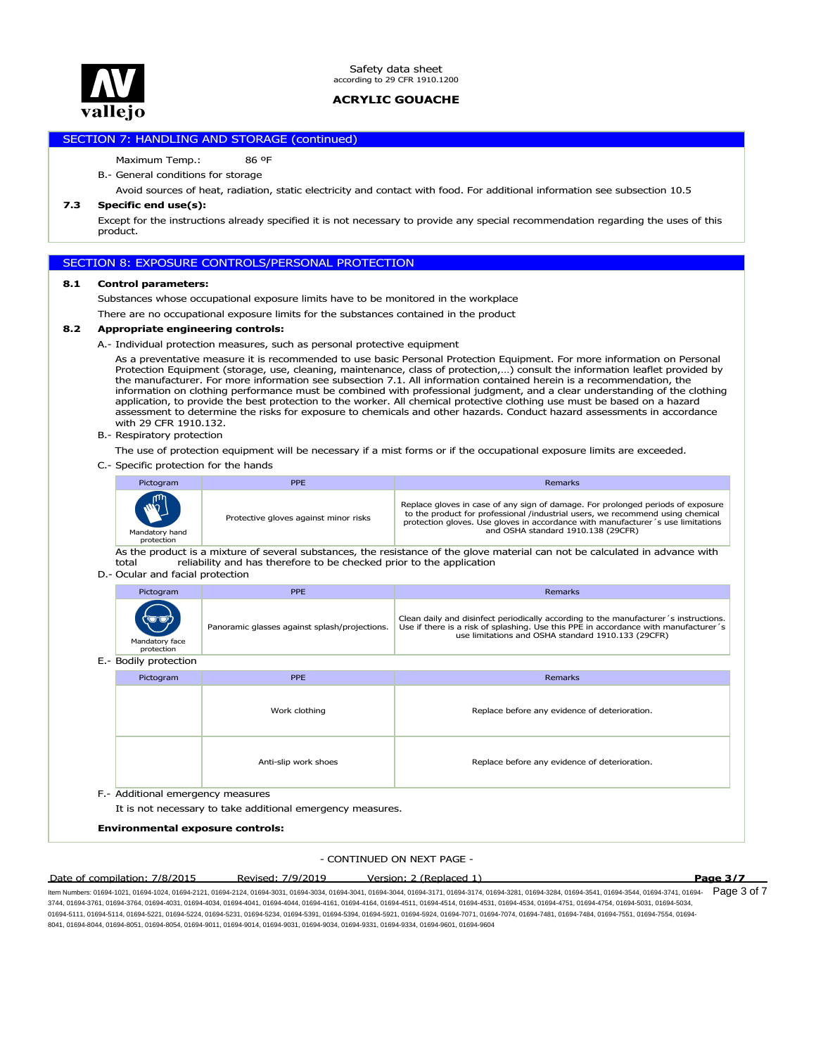## SECTION 7: HANDLING AND STORAGE (continued)

Maximum Temp.: 86 ºF

B.- General conditions for storage

Avoid sources of heat, radiation, static electricity and contact with food. For additional information see subsection 10.5

**7.3 Specific end use(s):**

Except for the instructions already specified it is not necessary to provide any special recommendation regarding the uses of this product.

## SECTION 8: EXPOSURE CONTROLS/PERSONAL PROTECTION

**8.1 Control parameters:**

Substances whose occupational exposure limits have to be monitored in the workplace

There are no occupational exposure limits for the substances contained in the product

**8.2 Appropriate engineering controls:**

A.- Individual protection measures, such as personal protective equipment

As a preventative measure it is recommended to use basic Personal Protection Equipment. For more information on Personal Protection Equipment (storage, use, cleaning, maintenance, class of protection,…) consult the information leaflet provided by the manufacturer. For more information see subsection 7.1. All information contained herein is a recommendation, the information on clothing performance must be combined with professional judgment, and a clear understanding of the clothing application, to provide the best protection to the worker. All chemical protective clothing use must be based on a hazard assessment to determine the risks for exposure to chemicals and other hazards. Conduct hazard assessments in accordance with 29 CFR 1910.132.

B.- Respiratory protection

The use of protection equipment will be necessary if a mist forms or if the occupational exposure limits are exceeded.

C.- Specific protection for the hands

| Pictogram | PPE | Remarks |
|---|---|---|
| Mandatory hand protection | Protective gloves against minor risks | Replace gloves in case of any sign of damage. For prolonged periods of exposure to the product for professional /industrial users, we recommend using chemical protection gloves. Use gloves in accordance with manufacturer´s use limitations and OSHA standard 1910.138 (29CFR) |

As the product is a mixture of several substances, the resistance of the glove material can not be calculated in advance with total reliability and has therefore to be checked prior to the application

D.- Ocular and facial protection

| Pictogram | PPE | Remarks |
|---|---|---|
| Mandatory face protection | Panoramic glasses against splash/projections. | Clean daily and disinfect periodically according to the manufacturer´s instructions. Use if there is a risk of splashing. Use this PPE in accordance with manufacturer´s use limitations and OSHA standard 1910.133 (29CFR) |

E.- Bodily protection

| Pictogram | PPE | Remarks |
|---|---|---|
| | Work clothing | Replace before any evidence of deterioration. |
| | Anti-slip work shoes | Replace before any evidence of deterioration. |

F.- Additional emergency measures

It is not necessary to take additional emergency measures.

**Environmental exposure controls:**

- CONTINUED ON NEXT PAGE -

Date of compilation: 7/8/2015 Revised: 7/9/2019 Version: 2 (Replaced 1)

Item Numbers: 01694-1021, 01694-1024, 01694-2121, 01694-2124, 01694-3031, 01694-3034, 01694-3041, 01694-3044, 01694-3171, 01694-3174, 01694-3281, 01694-3284, 01694-3541, 01694-3544, 01694-3741, 01694-3744, 01694-3761, 01694-3764, 01694-4031, 01694-4034, 01694-4041, 01694-4044, 01694-4161, 01694-4164, 01694-4511, 01694-4514, 01694-4531, 01694-4534, 01694-4751, 01694-4754, 01694-5031, 01694-5034, 01694-5111, 01694-5114, 01694-5221, 01694-5224, 01694-5231, 01694-5234, 01694-5391, 01694-5394, 01694-5921, 01694-5924, 01694-7071, 01694-7074, 01694-7481, 01694-7484, 01694-7551, 01694-7554, 01694-8041, 01694-8044, 01694-8051, 01694-8054, 01694-9011, 01694-9014, 01694-9031, 01694-9034, 01694-9331, 01694-9334, 01694-9601, 01694-9604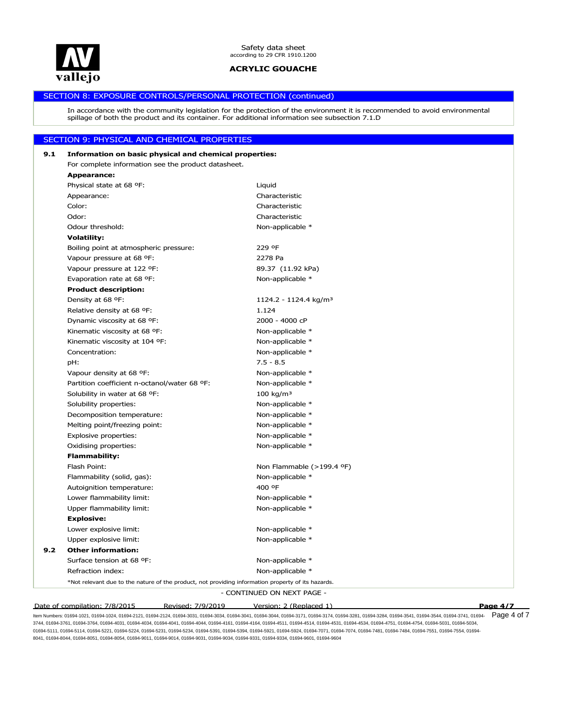## SECTION 8: EXPOSURE CONTROLS/PERSONAL PROTECTION (continued)

In accordance with the community legislation for the protection of the environment it is recommended to avoid environmental spillage of both the product and its container. For additional information see subsection 7.1.D

## SECTION 9: PHYSICAL AND CHEMICAL PROPERTIES

**9.1 Information on basic physical and chemical properties:**

For complete information see the product datasheet.

| **Appearance:** | |
|---|---|
| Physical state at 68 ºF: | Liquid |
| Appearance: | Characteristic |
| Color: | Characteristic |
| Odor: | Characteristic |
| Odour threshold: | Non-applicable * |
| **Volatility:** | |
| Boiling point at atmospheric pressure: | 229 ºF |
| Vapour pressure at 68 ºF: | 2278 Pa |
| Vapour pressure at 122 ºF: | 89.37 (11.92 kPa) |
| Evaporation rate at 68 ºF: | Non-applicable * |
| **Product description:** | |
| Density at 68 ºF: | 1124.2 - 1124.4 kg/m³ |
| Relative density at 68 ºF: | 1.124 |
| Dynamic viscosity at 68 ºF: | 2000 - 4000 cP |
| Kinematic viscosity at 68 ºF: | Non-applicable * |
| Kinematic viscosity at 104 ºF: | Non-applicable * |
| Concentration: | Non-applicable * |
| pH: | 7.5 - 8.5 |
| Vapour density at 68 ºF: | Non-applicable * |
| Partition coefficient n-octanol/water 68 ºF: | Non-applicable * |
| Solubility in water at 68 ºF: | 100 kg/m³ |
| Solubility properties: | Non-applicable * |
| Decomposition temperature: | Non-applicable * |
| Melting point/freezing point: | Non-applicable * |
| Explosive properties: | Non-applicable * |
| Oxidising properties: | Non-applicable * |
| **Flammability:** | |
| Flash Point: | Non Flammable (>199.4 ºF) |
| Flammability (solid, gas): | Non-applicable * |
| Autoignition temperature: | 400 ºF |
| Lower flammability limit: | Non-applicable * |
| Upper flammability limit: | Non-applicable * |
| **Explosive:** | |
| Lower explosive limit: | Non-applicable * |
| Upper explosive limit: | Non-applicable * |

**9.2 Other information:**

| | |
|---|---|
| Surface tension at 68 ºF: | Non-applicable * |
| Refraction index: | Non-applicable * |

*Not relevant due to the nature of the product, not providing information property of its hazards.

- CONTINUED ON NEXT PAGE -

Date of compilation: 7/8/2015 Revised: 7/9/2019 Version: 2 (Replaced 1)

Item Numbers: 01694-1021, 01694-1024, 01694-2121, 01694-2124, 01694-3031, 01694-3034, 01694-3041, 01694-3044, 01694-3171, 01694-3174, 01694-3281, 01694-3284, 01694-3541, 01694-3544, 01694-3741, 01694-3744, 01694-3761, 01694-3764, 01694-4031, 01694-4034, 01694-4041, 01694-4044, 01694-4161, 01694-4164, 01694-4511, 01694-4514, 01694-4531, 01694-4534, 01694-4751, 01694-4754, 01694-5031, 01694-5034, 01694-5111, 01694-5114, 01694-5221, 01694-5224, 01694-5231, 01694-5234, 01694-5391, 01694-5394, 01694-5921, 01694-5924, 01694-7071, 01694-7074, 01694-7481, 01694-7484, 01694-7551, 01694-7554, 01694-8041, 01694-8044, 01694-8051, 01694-8054, 01694-9011, 01694-9014, 01694-9031, 01694-9034, 01694-9331, 01694-9334, 01694-9601, 01694-9604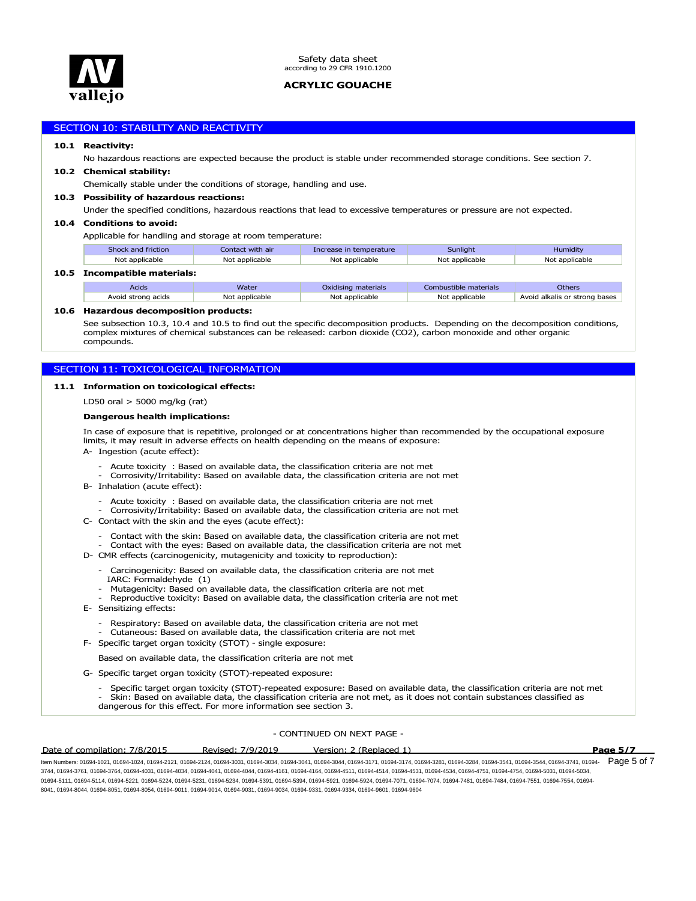## SECTION 10: STABILITY AND REACTIVITY

**10.1 Reactivity:**

No hazardous reactions are expected because the product is stable under recommended storage conditions. See section 7.

**10.2 Chemical stability:**

Chemically stable under the conditions of storage, handling and use.

**10.3 Possibility of hazardous reactions:**

Under the specified conditions, hazardous reactions that lead to excessive temperatures or pressure are not expected.

**10.4 Conditions to avoid:**

Applicable for handling and storage at room temperature:

| Shock and friction | Contact with air | Increase in temperature | Sunlight | Humidity |
|---|---|---|---|---|
| Not applicable | Not applicable | Not applicable | Not applicable | Not applicable |

**10.5 Incompatible materials:**

| Acids | Water | Oxidising materials | Combustible materials | Others |
|---|---|---|---|---|
| Avoid strong acids | Not applicable | Not applicable | Not applicable | Avoid alkalis or strong bases |

**10.6 Hazardous decomposition products:**

See subsection 10.3, 10.4 and 10.5 to find out the specific decomposition products. Depending on the decomposition conditions, complex mixtures of chemical substances can be released: carbon dioxide ($CO_2$), carbon monoxide and other organic compounds.

## SECTION 11: TOXICOLOGICAL INFORMATION

**11.1 Information on toxicological effects:**

LD50 oral > 5000 mg/kg (rat)

**Dangerous health implications:**

In case of exposure that is repetitive, prolonged or at concentrations higher than recommended by the occupational exposure limits, it may result in adverse effects on health depending on the means of exposure:

A- Ingestion (acute effect):

- Acute toxicity : Based on available data, the classification criteria are not met
- Corrosivity/Irritability: Based on available data, the classification criteria are not met

B- Inhalation (acute effect):

- Acute toxicity : Based on available data, the classification criteria are not met
- Corrosivity/Irritability: Based on available data, the classification criteria are not met

C- Contact with the skin and the eyes (acute effect):

- Contact with the skin: Based on available data, the classification criteria are not met
- Contact with the eyes: Based on available data, the classification criteria are not met

D- CMR effects (carcinogenicity, mutagenicity and toxicity to reproduction):

- Carcinogenicity: Based on available data, the classification criteria are not met
  IARC: Formaldehyde (1)
- Mutagenicity: Based on available data, the classification criteria are not met
- Reproductive toxicity: Based on available data, the classification criteria are not met

E- Sensitizing effects:

- Respiratory: Based on available data, the classification criteria are not met
- Cutaneous: Based on available data, the classification criteria are not met

F- Specific target organ toxicity (STOT) - single exposure:

Based on available data, the classification criteria are not met

G- Specific target organ toxicity (STOT)-repeated exposure:

- Specific target organ toxicity (STOT)-repeated exposure: Based on available data, the classification criteria are not met
- Skin: Based on available data, the classification criteria are not met, as it does not contain substances classified as dangerous for this effect. For more information see section 3.

- CONTINUED ON NEXT PAGE -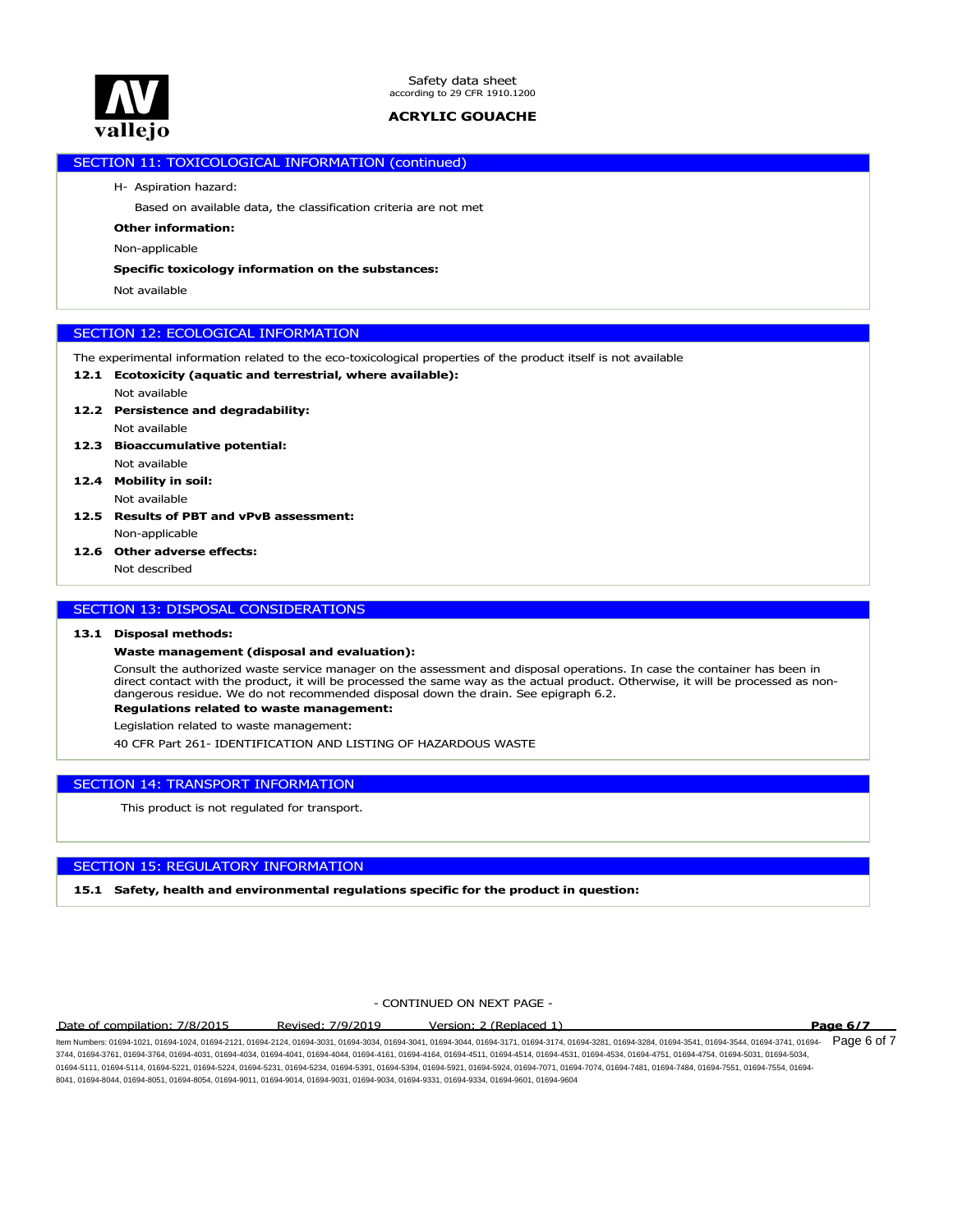## SECTION 11: TOXICOLOGICAL INFORMATION (continued)

H- Aspiration hazard:

Based on available data, the classification criteria are not met

**Other information:**

Non-applicable

**Specific toxicology information on the substances:**

Not available

## SECTION 12: ECOLOGICAL INFORMATION

The experimental information related to the eco-toxicological properties of the product itself is not available

**12.1 Ecotoxicity (aquatic and terrestrial, where available):**

Not available

**12.2 Persistence and degradability:**

Not available

**12.3 Bioaccumulative potential:**

Not available

**12.4 Mobility in soil:**

Not available

**12.5 Results of PBT and vPvB assessment:**

Non-applicable

**12.6 Other adverse effects:**

Not described

## SECTION 13: DISPOSAL CONSIDERATIONS

**13.1 Disposal methods:**

**Waste management (disposal and evaluation):**

Consult the authorized waste service manager on the assessment and disposal operations. In case the container has been in direct contact with the product, it will be processed the same way as the actual product. Otherwise, it will be processed as non-dangerous residue. We do not recommended disposal down the drain. See epigraph 6.2.

**Regulations related to waste management:**

Legislation related to waste management:

40 CFR Part 261- IDENTIFICATION AND LISTING OF HAZARDOUS WASTE

## SECTION 14: TRANSPORT INFORMATION

This product is not regulated for transport.

## SECTION 15: REGULATORY INFORMATION

**15.1 Safety, health and environmental regulations specific for the product in question:**

- CONTINUED ON NEXT PAGE -

Date of compilation: 7/8/2015 Revised: 7/9/2019 Version: 2 (Replaced 1)

Item Numbers: 01694-1021, 01694-1024, 01694-2121, 01694-2124, 01694-3031, 01694-3034, 01694-3041, 01694-3044, 01694-3171, 01694-3174, 01694-3281, 01694-3284, 01694-3541, 01694-3544, 01694-3741, 01694-3744, 01694-3761, 01694-3764, 01694-4031, 01694-4034, 01694-4041, 01694-4044, 01694-4161, 01694-4164, 01694-4511, 01694-4514, 01694-4531, 01694-4534, 01694-4751, 01694-4754, 01694-5031, 01694-5034, 01694-5111, 01694-5114, 01694-5221, 01694-5224, 01694-5231, 01694-5234, 01694-5391, 01694-5394, 01694-5921, 01694-5924, 01694-7071, 01694-7074, 01694-7481, 01694-7484, 01694-7551, 01694-7554, 01694-8041, 01694-8044, 01694-8051, 01694-8054, 01694-9011, 01694-9014, 01694-9031, 01694-9034, 01694-9331, 01694-9334, 01694-9601, 01694-9604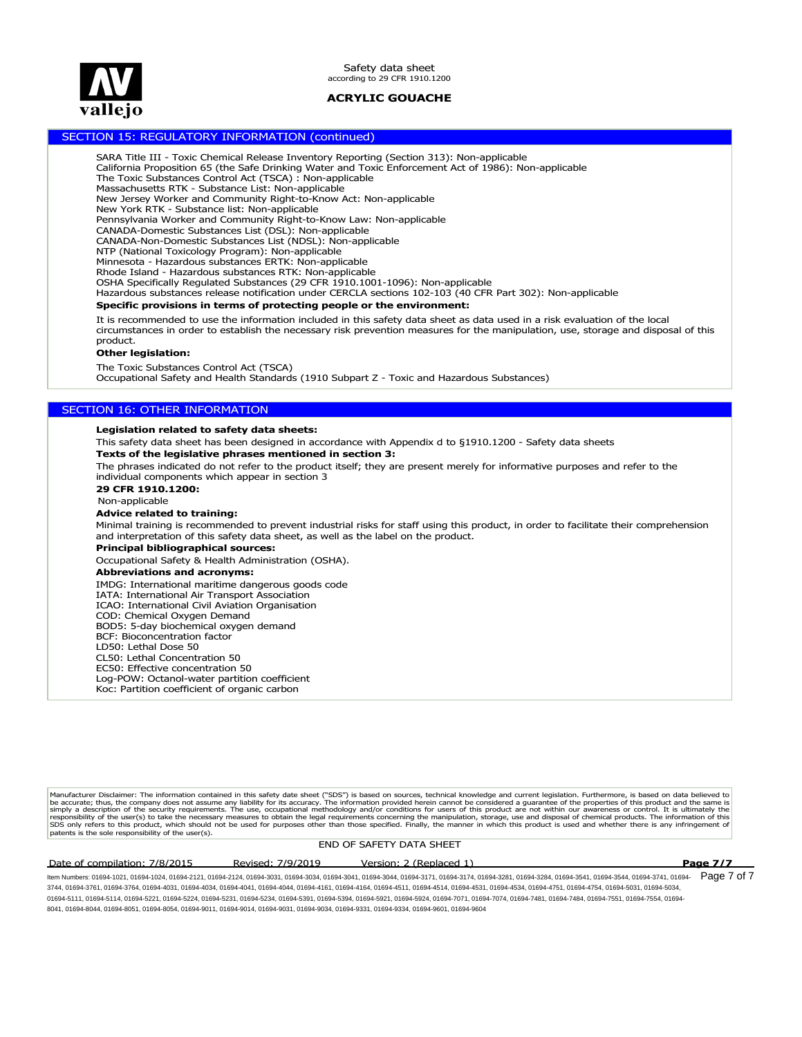## SECTION 15: REGULATORY INFORMATION (continued)

SARA Title III - Toxic Chemical Release Inventory Reporting (Section 313): Non-applicable
California Proposition 65 (the Safe Drinking Water and Toxic Enforcement Act of 1986): Non-applicable
The Toxic Substances Control Act (TSCA) : Non-applicable
Massachusetts RTK - Substance List: Non-applicable
New Jersey Worker and Community Right-to-Know Act: Non-applicable
New York RTK - Substance list: Non-applicable
Pennsylvania Worker and Community Right-to-Know Law: Non-applicable
CANADA-Domestic Substances List (DSL): Non-applicable
CANADA-Non-Domestic Substances List (NDSL): Non-applicable
NTP (National Toxicology Program): Non-applicable
Minnesota - Hazardous substances ERTK: Non-applicable
Rhode Island - Hazardous substances RTK: Non-applicable
OSHA Specifically Regulated Substances (29 CFR 1910.1001-1096): Non-applicable
Hazardous substances release notification under CERCLA sections 102-103 (40 CFR Part 302): Non-applicable

**Specific provisions in terms of protecting people or the environment:**

It is recommended to use the information included in this safety data sheet as data used in a risk evaluation of the local circumstances in order to establish the necessary risk prevention measures for the manipulation, use, storage and disposal of this product.

**Other legislation:**

The Toxic Substances Control Act (TSCA)
Occupational Safety and Health Standards (1910 Subpart Z - Toxic and Hazardous Substances)

## SECTION 16: OTHER INFORMATION

**Legislation related to safety data sheets:**

This safety data sheet has been designed in accordance with Appendix d to §1910.1200 - Safety data sheets

**Texts of the legislative phrases mentioned in section 3:**

The phrases indicated do not refer to the product itself; they are present merely for informative purposes and refer to the individual components which appear in section 3

**29 CFR 1910.1200:**

Non-applicable

**Advice related to training:**

Minimal training is recommended to prevent industrial risks for staff using this product, in order to facilitate their comprehension and interpretation of this safety data sheet, as well as the label on the product.

**Principal bibliographical sources:**

Occupational Safety & Health Administration (OSHA).

**Abbreviations and acronyms:**

IMDG: International maritime dangerous goods code
IATA: International Air Transport Association
ICAO: International Civil Aviation Organisation
COD: Chemical Oxygen Demand
BOD5: 5-day biochemical oxygen demand
BCF: Bioconcentration factor
LD50: Lethal Dose 50
CL50: Lethal Concentration 50
EC50: Effective concentration 50
Log-POW: Octanol-water partition coefficient
Koc: Partition coefficient of organic carbon

Manufacturer Disclaimer: The information contained in this safety date sheet ("SDS") is based on sources, technical knowledge and current legislation. Furthermore, is based on data believed to be accurate; thus, the company does not assume any liability for its accuracy. The information provided herein cannot be considered a guarantee of the properties of this product and the same is simply a description of the security requirements. The use, occupational methodology and/or conditions for users of this product are not within our awareness or control. It is ultimately the responsibility of the user(s) to take the necessary measures to obtain the legal requirements concerning the manipulation, storage, use and disposal of chemical products. The information of this SDS only refers to this product, which should not be used for purposes other than those specified. Finally, the manner in which this product is used and whether there is any infringement of patents is the sole responsibility of the user(s).

END OF SAFETY DATA SHEET